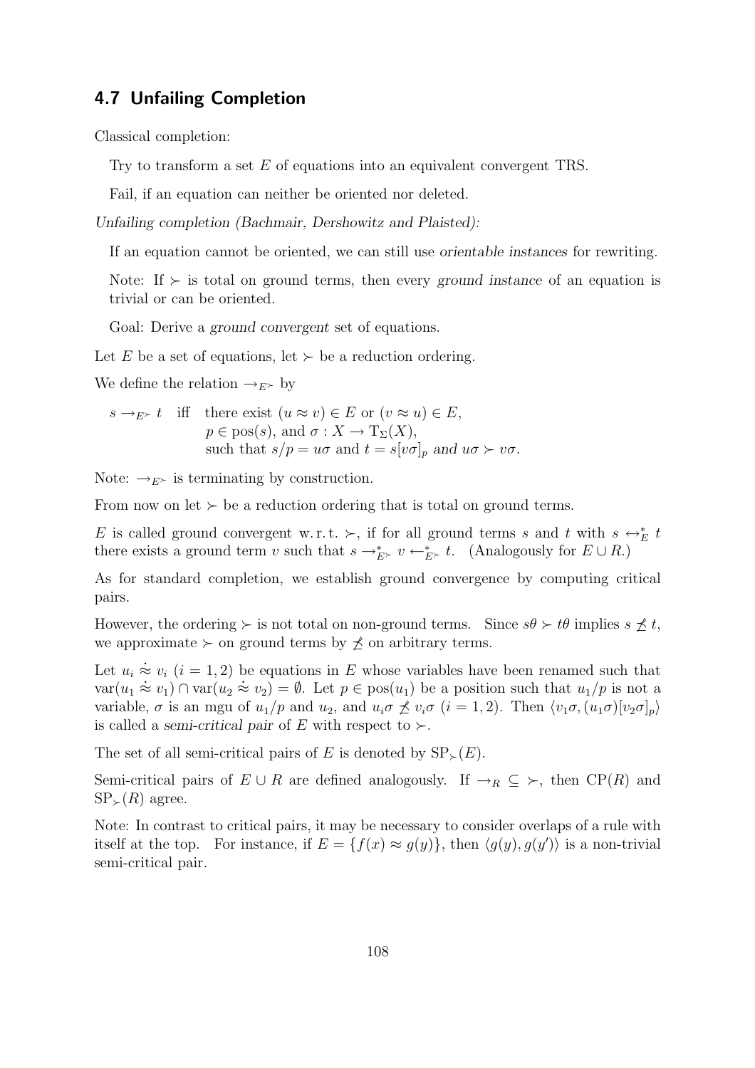## 4.7 Unfailing Completion

Classical completion:

Try to transform a set $E$ of equations into an equivalent convergent TRS.

Fail, if an equation can neither be oriented nor deleted.

*Unfailing completion (Bachmair, Dershowitz and Plaisted):*

If an equation cannot be oriented, we can still use *orientable instances* for rewriting.

Note: If $\succ$ is total on ground terms, then every *ground instance* of an equation is trivial or can be oriented.

Goal: Derive a *ground convergent* set of equations.

Let $E$ be a set of equations, let $\succ$ be a reduction ordering.

We define the relation $\rightarrow_{E^\succ}$ by

$$
\begin{array}{lll}
s \rightarrow_{E^\succ} t & \text{iff} & \text{there exist } (u \approx v) \in E \text{ or } (v \approx u) \in E, \\
& & p \in \text{pos}(s), \text{ and } \sigma : X \rightarrow \mathrm{T}_\Sigma(X), \\
& & \text{such that } s/p = u\sigma \text{ and } t = s[v\sigma]_p \text{ and } u\sigma \succ v\sigma.
\end{array}
$$

Note: $\rightarrow_{E^\succ}$ is terminating by construction.

From now on let $\succ$ be a reduction ordering that is total on ground terms.

$E$ is called ground convergent w. r. t. $\succ$, if for all ground terms $s$ and $t$ with $s \leftrightarrow_E^* t$ there exists a ground term $v$ such that $s \rightarrow_{E^\succ}^* v \leftarrow_{E^\succ}^* t$. (Analogously for $E \cup R$.)

As for standard completion, we establish ground convergence by computing critical pairs.

However, the ordering $\succ$ is not total on non-ground terms. Since $s\theta \succ t\theta$ implies $s \not\preceq t$, we approximate $\succ$ on ground terms by $\not\preceq$ on arbitrary terms.

Let $u_i \mathrel{\dot{\approx}} v_i$ $(i = 1, 2)$ be equations in $E$ whose variables have been renamed such that $\text{var}(u_1 \mathrel{\dot{\approx}} v_1) \cap \text{var}(u_2 \mathrel{\dot{\approx}} v_2) = \emptyset$. Let $p \in \text{pos}(u_1)$ be a position such that $u_1/p$ is not a variable, $\sigma$ is an mgu of $u_1/p$ and $u_2$, and $u_i\sigma \not\preceq v_i\sigma$ $(i = 1, 2)$. Then $\langle v_1\sigma, (u_1\sigma)[v_2\sigma]_p \rangle$ is called a *semi-critical pair* of $E$ with respect to $\succ$.

The set of all semi-critical pairs of $E$ is denoted by $\mathrm{SP}_\succ(E)$.

Semi-critical pairs of $E \cup R$ are defined analogously. If $\rightarrow_R \subseteq \succ$, then $\mathrm{CP}(R)$ and $\mathrm{SP}_\succ(R)$ agree.

Note: In contrast to critical pairs, it may be necessary to consider overlaps of a rule with itself at the top. For instance, if $E = \{f(x) \approx g(y)\}$, then $\langle g(y), g(y') \rangle$ is a non-trivial semi-critical pair.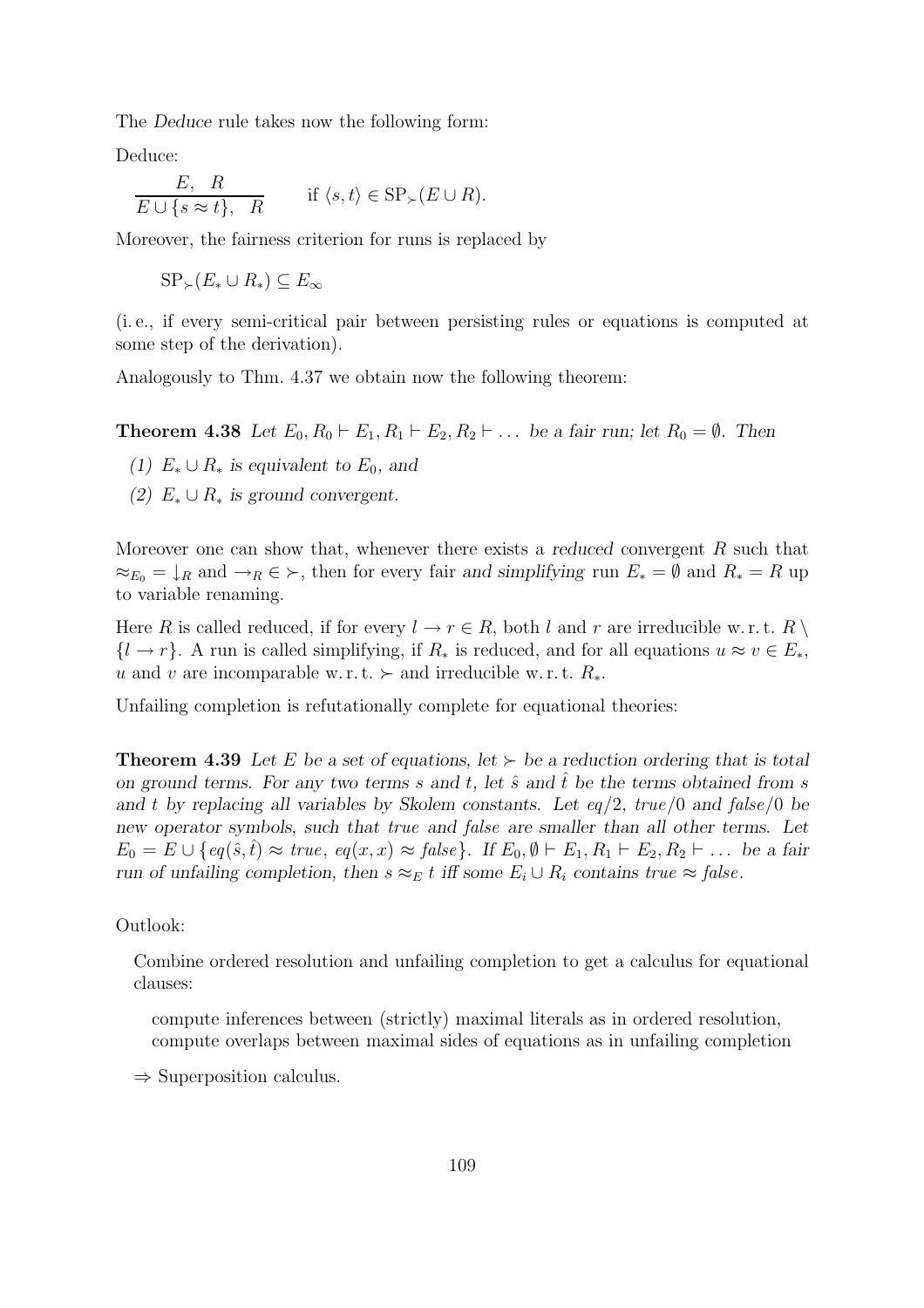The *Deduce* rule takes now the following form:

Deduce:

$$\frac{E, \quad R}{E \cup \{s \approx t\}, \quad R} \qquad \text{if } \langle s,t\rangle \in \mathrm{SP}_\succ(E \cup R).$$

Moreover, the fairness criterion for runs is replaced by

$$\mathrm{SP}_\succ(E_* \cup R_*) \subseteq E_\infty$$

(i. e., if every semi-critical pair between persisting rules or equations is computed at some step of the derivation).

Analogously to Thm. 4.37 we obtain now the following theorem:

**Theorem 4.38** *Let $E_0, R_0 \vdash E_1, R_1 \vdash E_2, R_2 \vdash \ldots$ be a fair run; let $R_0 = \emptyset$. Then*

*(1) $E_* \cup R_*$ is equivalent to $E_0$, and*

*(2) $E_* \cup R_*$ is ground convergent.*

Moreover one can show that, whenever there exists a *reduced* convergent $R$ such that $\approx_{E_0} = \downarrow_R$ and $\rightarrow_R \in \succ$, then for every fair *and simplifying* run $E_* = \emptyset$ and $R_* = R$ up to variable renaming.

Here $R$ is called reduced, if for every $l \rightarrow r \in R$, both $l$ and $r$ are irreducible w. r. t. $R \setminus \{l \rightarrow r\}$. A run is called simplifying, if $R_*$ is reduced, and for all equations $u \approx v \in E_*$, $u$ and $v$ are incomparable w. r. t. $\succ$ and irreducible w. r. t. $R_*$.

Unfailing completion is refutationally complete for equational theories:

**Theorem 4.39** *Let $E$ be a set of equations, let $\succ$ be a reduction ordering that is total on ground terms. For any two terms $s$ and $t$, let $\hat{s}$ and $\hat{t}$ be the terms obtained from $s$ and $t$ by replacing all variables by Skolem constants. Let $eq/2$, $true/0$ and $false/0$ be new operator symbols, such that $true$ and $false$ are smaller than all other terms. Let $E_0 = E \cup \{eq(\hat{s}, \hat{t}) \approx true,\ eq(x,x) \approx false\}$. If $E_0, \emptyset \vdash E_1, R_1 \vdash E_2, R_2 \vdash \ldots$ be a fair run of unfailing completion, then $s \approx_E t$ iff some $E_i \cup R_i$ contains $true \approx false$.*

Outlook:

Combine ordered resolution and unfailing completion to get a calculus for equational clauses:

compute inferences between (strictly) maximal literals as in ordered resolution, compute overlaps between maximal sides of equations as in unfailing completion

$\Rightarrow$ Superposition calculus.